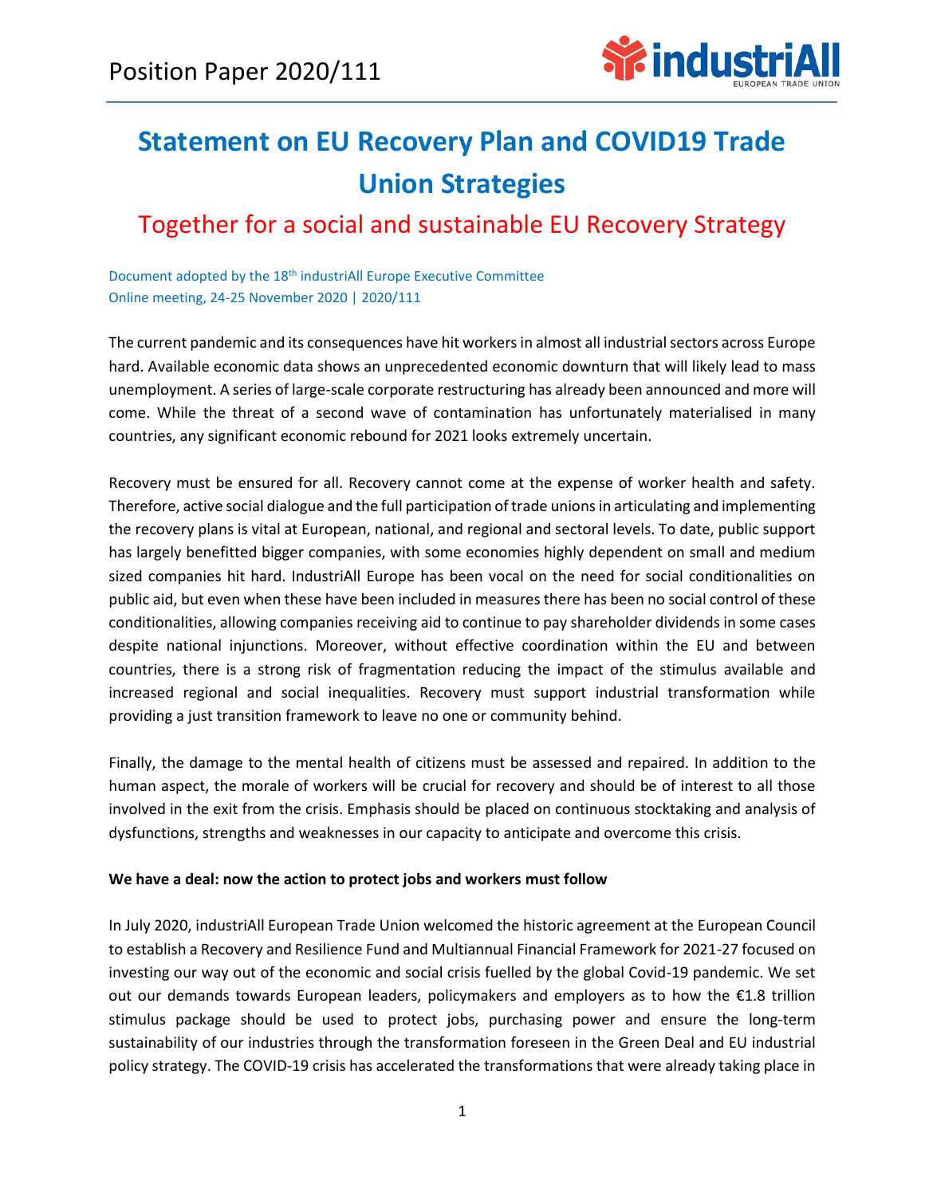Position Paper 2020/111

# Statement on EU Recovery Plan and COVID19 Trade Union Strategies

## Together for a social and sustainable EU Recovery Strategy

Document adopted by the 18th industriAll Europe Executive Committee
Online meeting, 24-25 November 2020 | 2020/111

The current pandemic and its consequences have hit workers in almost all industrial sectors across Europe hard. Available economic data shows an unprecedented economic downturn that will likely lead to mass unemployment. A series of large-scale corporate restructuring has already been announced and more will come. While the threat of a second wave of contamination has unfortunately materialised in many countries, any significant economic rebound for 2021 looks extremely uncertain.

Recovery must be ensured for all. Recovery cannot come at the expense of worker health and safety. Therefore, active social dialogue and the full participation of trade unions in articulating and implementing the recovery plans is vital at European, national, and regional and sectoral levels. To date, public support has largely benefitted bigger companies, with some economies highly dependent on small and medium sized companies hit hard. IndustriAll Europe has been vocal on the need for social conditionalities on public aid, but even when these have been included in measures there has been no social control of these conditionalities, allowing companies receiving aid to continue to pay shareholder dividends in some cases despite national injunctions. Moreover, without effective coordination within the EU and between countries, there is a strong risk of fragmentation reducing the impact of the stimulus available and increased regional and social inequalities. Recovery must support industrial transformation while providing a just transition framework to leave no one or community behind.

Finally, the damage to the mental health of citizens must be assessed and repaired. In addition to the human aspect, the morale of workers will be crucial for recovery and should be of interest to all those involved in the exit from the crisis. Emphasis should be placed on continuous stocktaking and analysis of dysfunctions, strengths and weaknesses in our capacity to anticipate and overcome this crisis.

**We have a deal: now the action to protect jobs and workers must follow**

In July 2020, industriAll European Trade Union welcomed the historic agreement at the European Council to establish a Recovery and Resilience Fund and Multiannual Financial Framework for 2021-27 focused on investing our way out of the economic and social crisis fuelled by the global Covid-19 pandemic. We set out our demands towards European leaders, policymakers and employers as to how the €1.8 trillion stimulus package should be used to protect jobs, purchasing power and ensure the long-term sustainability of our industries through the transformation foreseen in the Green Deal and EU industrial policy strategy. The COVID-19 crisis has accelerated the transformations that were already taking place in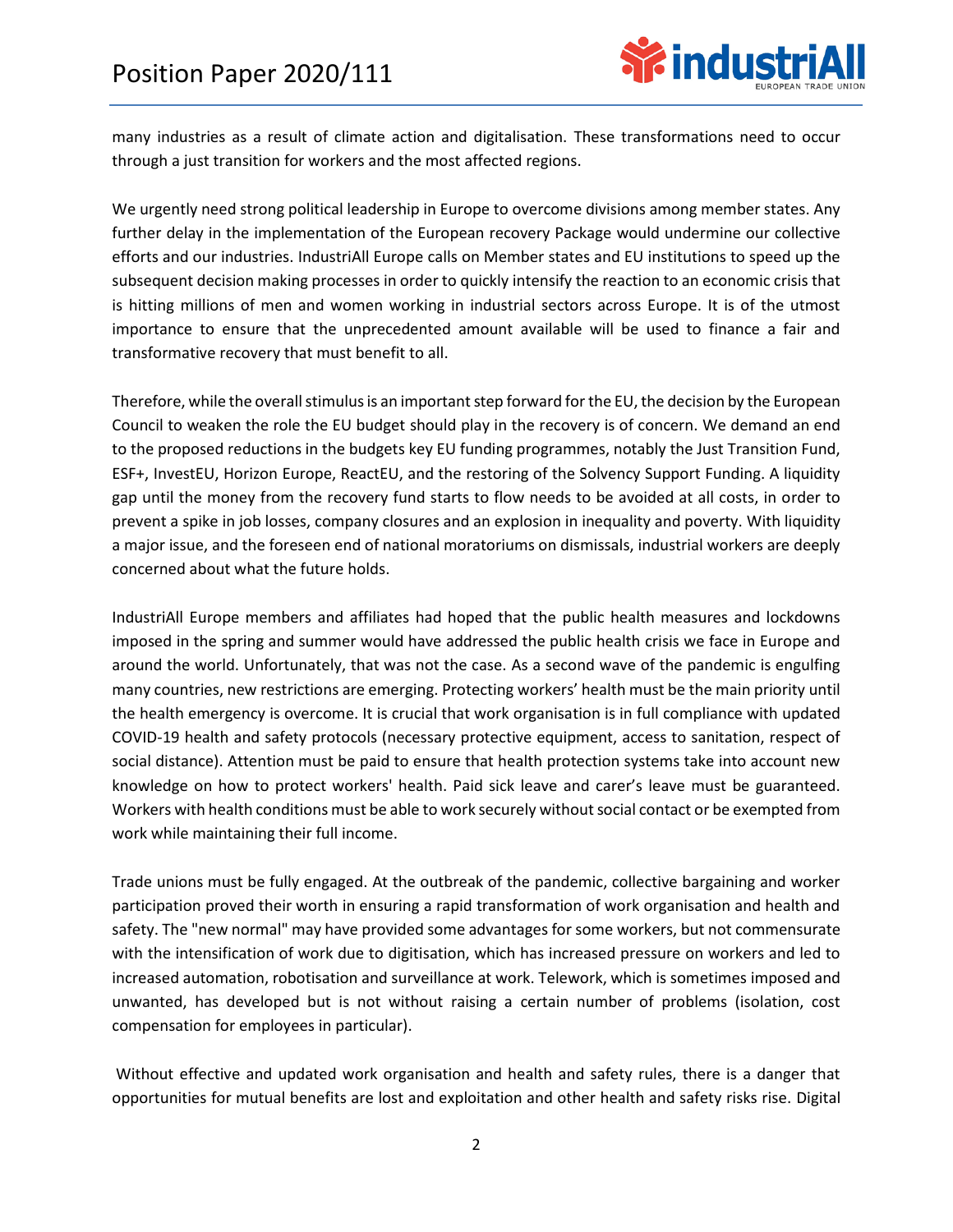many industries as a result of climate action and digitalisation. These transformations need to occur through a just transition for workers and the most affected regions.

We urgently need strong political leadership in Europe to overcome divisions among member states. Any further delay in the implementation of the European recovery Package would undermine our collective efforts and our industries. IndustriAll Europe calls on Member states and EU institutions to speed up the subsequent decision making processes in order to quickly intensify the reaction to an economic crisis that is hitting millions of men and women working in industrial sectors across Europe. It is of the utmost importance to ensure that the unprecedented amount available will be used to finance a fair and transformative recovery that must benefit to all.

Therefore, while the overall stimulus is an important step forward for the EU, the decision by the European Council to weaken the role the EU budget should play in the recovery is of concern. We demand an end to the proposed reductions in the budgets key EU funding programmes, notably the Just Transition Fund, ESF+, InvestEU, Horizon Europe, ReactEU, and the restoring of the Solvency Support Funding. A liquidity gap until the money from the recovery fund starts to flow needs to be avoided at all costs, in order to prevent a spike in job losses, company closures and an explosion in inequality and poverty. With liquidity a major issue, and the foreseen end of national moratoriums on dismissals, industrial workers are deeply concerned about what the future holds.

IndustriAll Europe members and affiliates had hoped that the public health measures and lockdowns imposed in the spring and summer would have addressed the public health crisis we face in Europe and around the world. Unfortunately, that was not the case. As a second wave of the pandemic is engulfing many countries, new restrictions are emerging. Protecting workers' health must be the main priority until the health emergency is overcome. It is crucial that work organisation is in full compliance with updated COVID-19 health and safety protocols (necessary protective equipment, access to sanitation, respect of social distance). Attention must be paid to ensure that health protection systems take into account new knowledge on how to protect workers' health. Paid sick leave and carer's leave must be guaranteed. Workers with health conditions must be able to work securely without social contact or be exempted from work while maintaining their full income.

Trade unions must be fully engaged. At the outbreak of the pandemic, collective bargaining and worker participation proved their worth in ensuring a rapid transformation of work organisation and health and safety. The "new normal" may have provided some advantages for some workers, but not commensurate with the intensification of work due to digitisation, which has increased pressure on workers and led to increased automation, robotisation and surveillance at work. Telework, which is sometimes imposed and unwanted, has developed but is not without raising a certain number of problems (isolation, cost compensation for employees in particular).

Without effective and updated work organisation and health and safety rules, there is a danger that opportunities for mutual benefits are lost and exploitation and other health and safety risks rise. Digital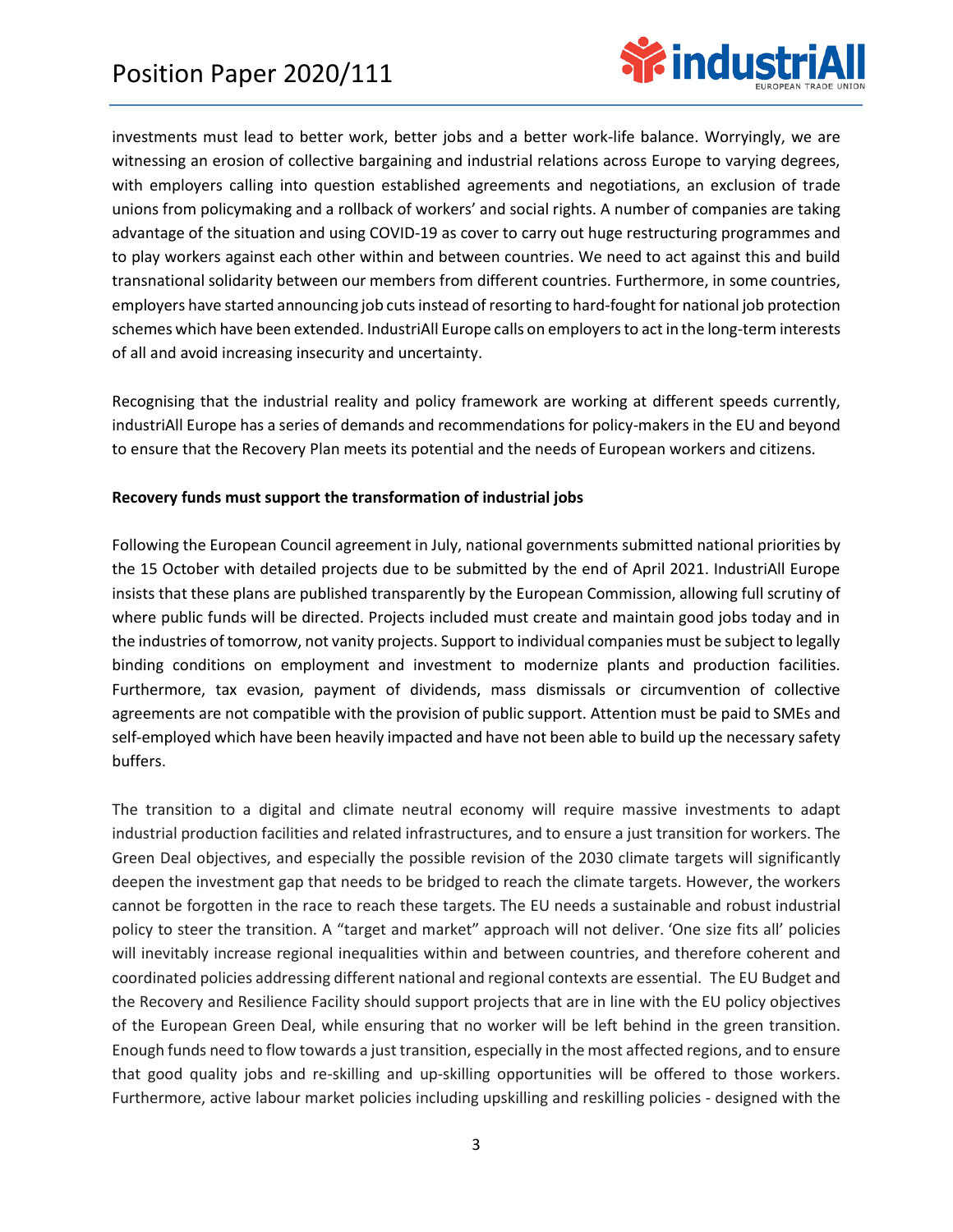investments must lead to better work, better jobs and a better work-life balance. Worryingly, we are witnessing an erosion of collective bargaining and industrial relations across Europe to varying degrees, with employers calling into question established agreements and negotiations, an exclusion of trade unions from policymaking and a rollback of workers' and social rights. A number of companies are taking advantage of the situation and using COVID-19 as cover to carry out huge restructuring programmes and to play workers against each other within and between countries. We need to act against this and build transnational solidarity between our members from different countries. Furthermore, in some countries, employers have started announcing job cuts instead of resorting to hard-fought for national job protection schemes which have been extended. IndustriAll Europe calls on employers to act in the long-term interests of all and avoid increasing insecurity and uncertainty.

Recognising that the industrial reality and policy framework are working at different speeds currently, industriAll Europe has a series of demands and recommendations for policy-makers in the EU and beyond to ensure that the Recovery Plan meets its potential and the needs of European workers and citizens.

**Recovery funds must support the transformation of industrial jobs**

Following the European Council agreement in July, national governments submitted national priorities by the 15 October with detailed projects due to be submitted by the end of April 2021. IndustriAll Europe insists that these plans are published transparently by the European Commission, allowing full scrutiny of where public funds will be directed. Projects included must create and maintain good jobs today and in the industries of tomorrow, not vanity projects. Support to individual companies must be subject to legally binding conditions on employment and investment to modernize plants and production facilities. Furthermore, tax evasion, payment of dividends, mass dismissals or circumvention of collective agreements are not compatible with the provision of public support. Attention must be paid to SMEs and self-employed which have been heavily impacted and have not been able to build up the necessary safety buffers.

The transition to a digital and climate neutral economy will require massive investments to adapt industrial production facilities and related infrastructures, and to ensure a just transition for workers. The Green Deal objectives, and especially the possible revision of the 2030 climate targets will significantly deepen the investment gap that needs to be bridged to reach the climate targets. However, the workers cannot be forgotten in the race to reach these targets. The EU needs a sustainable and robust industrial policy to steer the transition. A "target and market" approach will not deliver. 'One size fits all' policies will inevitably increase regional inequalities within and between countries, and therefore coherent and coordinated policies addressing different national and regional contexts are essential. The EU Budget and the Recovery and Resilience Facility should support projects that are in line with the EU policy objectives of the European Green Deal, while ensuring that no worker will be left behind in the green transition. Enough funds need to flow towards a just transition, especially in the most affected regions, and to ensure that good quality jobs and re-skilling and up-skilling opportunities will be offered to those workers. Furthermore, active labour market policies including upskilling and reskilling policies - designed with the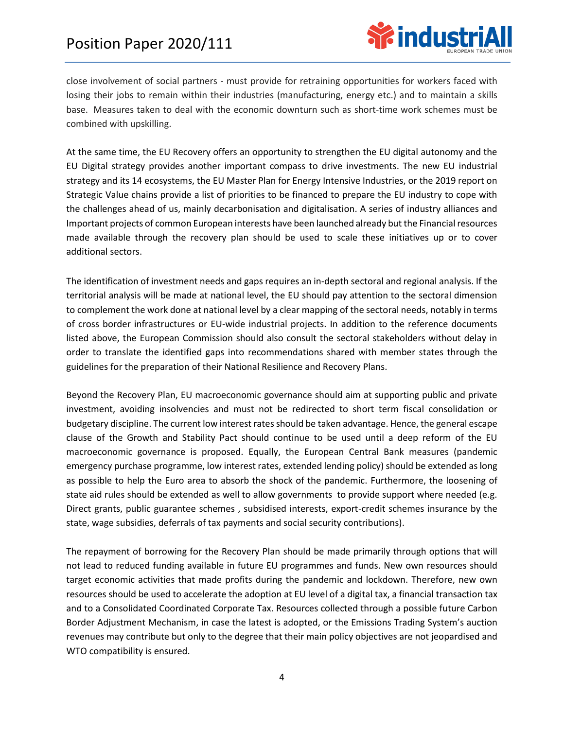close involvement of social partners - must provide for retraining opportunities for workers faced with losing their jobs to remain within their industries (manufacturing, energy etc.) and to maintain a skills base. Measures taken to deal with the economic downturn such as short-time work schemes must be combined with upskilling.

At the same time, the EU Recovery offers an opportunity to strengthen the EU digital autonomy and the EU Digital strategy provides another important compass to drive investments. The new EU industrial strategy and its 14 ecosystems, the EU Master Plan for Energy Intensive Industries, or the 2019 report on Strategic Value chains provide a list of priorities to be financed to prepare the EU industry to cope with the challenges ahead of us, mainly decarbonisation and digitalisation. A series of industry alliances and Important projects of common European interests have been launched already but the Financial resources made available through the recovery plan should be used to scale these initiatives up or to cover additional sectors.

The identification of investment needs and gaps requires an in-depth sectoral and regional analysis. If the territorial analysis will be made at national level, the EU should pay attention to the sectoral dimension to complement the work done at national level by a clear mapping of the sectoral needs, notably in terms of cross border infrastructures or EU-wide industrial projects. In addition to the reference documents listed above, the European Commission should also consult the sectoral stakeholders without delay in order to translate the identified gaps into recommendations shared with member states through the guidelines for the preparation of their National Resilience and Recovery Plans.

Beyond the Recovery Plan, EU macroeconomic governance should aim at supporting public and private investment, avoiding insolvencies and must not be redirected to short term fiscal consolidation or budgetary discipline. The current low interest rates should be taken advantage. Hence, the general escape clause of the Growth and Stability Pact should continue to be used until a deep reform of the EU macroeconomic governance is proposed. Equally, the European Central Bank measures (pandemic emergency purchase programme, low interest rates, extended lending policy) should be extended as long as possible to help the Euro area to absorb the shock of the pandemic. Furthermore, the loosening of state aid rules should be extended as well to allow governments to provide support where needed (e.g. Direct grants, public guarantee schemes , subsidised interests, export-credit schemes insurance by the state, wage subsidies, deferrals of tax payments and social security contributions).

The repayment of borrowing for the Recovery Plan should be made primarily through options that will not lead to reduced funding available in future EU programmes and funds. New own resources should target economic activities that made profits during the pandemic and lockdown. Therefore, new own resources should be used to accelerate the adoption at EU level of a digital tax, a financial transaction tax and to a Consolidated Coordinated Corporate Tax. Resources collected through a possible future Carbon Border Adjustment Mechanism, in case the latest is adopted, or the Emissions Trading System's auction revenues may contribute but only to the degree that their main policy objectives are not jeopardised and WTO compatibility is ensured.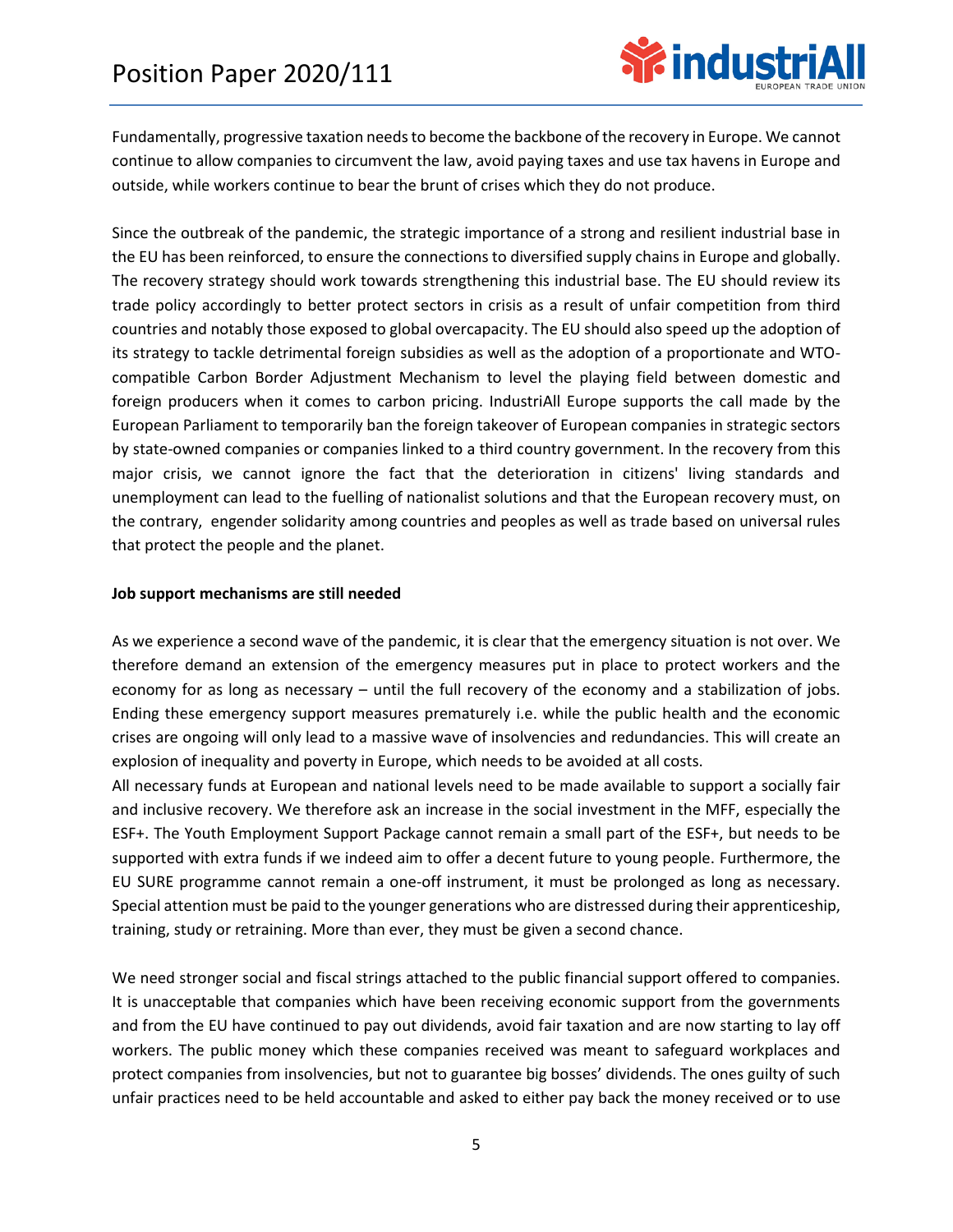Fundamentally, progressive taxation needs to become the backbone of the recovery in Europe. We cannot continue to allow companies to circumvent the law, avoid paying taxes and use tax havens in Europe and outside, while workers continue to bear the brunt of crises which they do not produce.

Since the outbreak of the pandemic, the strategic importance of a strong and resilient industrial base in the EU has been reinforced, to ensure the connections to diversified supply chains in Europe and globally. The recovery strategy should work towards strengthening this industrial base. The EU should review its trade policy accordingly to better protect sectors in crisis as a result of unfair competition from third countries and notably those exposed to global overcapacity. The EU should also speed up the adoption of its strategy to tackle detrimental foreign subsidies as well as the adoption of a proportionate and WTO-compatible Carbon Border Adjustment Mechanism to level the playing field between domestic and foreign producers when it comes to carbon pricing. IndustriAll Europe supports the call made by the European Parliament to temporarily ban the foreign takeover of European companies in strategic sectors by state-owned companies or companies linked to a third country government. In the recovery from this major crisis, we cannot ignore the fact that the deterioration in citizens' living standards and unemployment can lead to the fuelling of nationalist solutions and that the European recovery must, on the contrary, engender solidarity among countries and peoples as well as trade based on universal rules that protect the people and the planet.

**Job support mechanisms are still needed**

As we experience a second wave of the pandemic, it is clear that the emergency situation is not over. We therefore demand an extension of the emergency measures put in place to protect workers and the economy for as long as necessary – until the full recovery of the economy and a stabilization of jobs. Ending these emergency support measures prematurely i.e. while the public health and the economic crises are ongoing will only lead to a massive wave of insolvencies and redundancies. This will create an explosion of inequality and poverty in Europe, which needs to be avoided at all costs.

All necessary funds at European and national levels need to be made available to support a socially fair and inclusive recovery. We therefore ask an increase in the social investment in the MFF, especially the ESF+. The Youth Employment Support Package cannot remain a small part of the ESF+, but needs to be supported with extra funds if we indeed aim to offer a decent future to young people. Furthermore, the EU SURE programme cannot remain a one-off instrument, it must be prolonged as long as necessary. Special attention must be paid to the younger generations who are distressed during their apprenticeship, training, study or retraining. More than ever, they must be given a second chance.

We need stronger social and fiscal strings attached to the public financial support offered to companies. It is unacceptable that companies which have been receiving economic support from the governments and from the EU have continued to pay out dividends, avoid fair taxation and are now starting to lay off workers. The public money which these companies received was meant to safeguard workplaces and protect companies from insolvencies, but not to guarantee big bosses' dividends. The ones guilty of such unfair practices need to be held accountable and asked to either pay back the money received or to use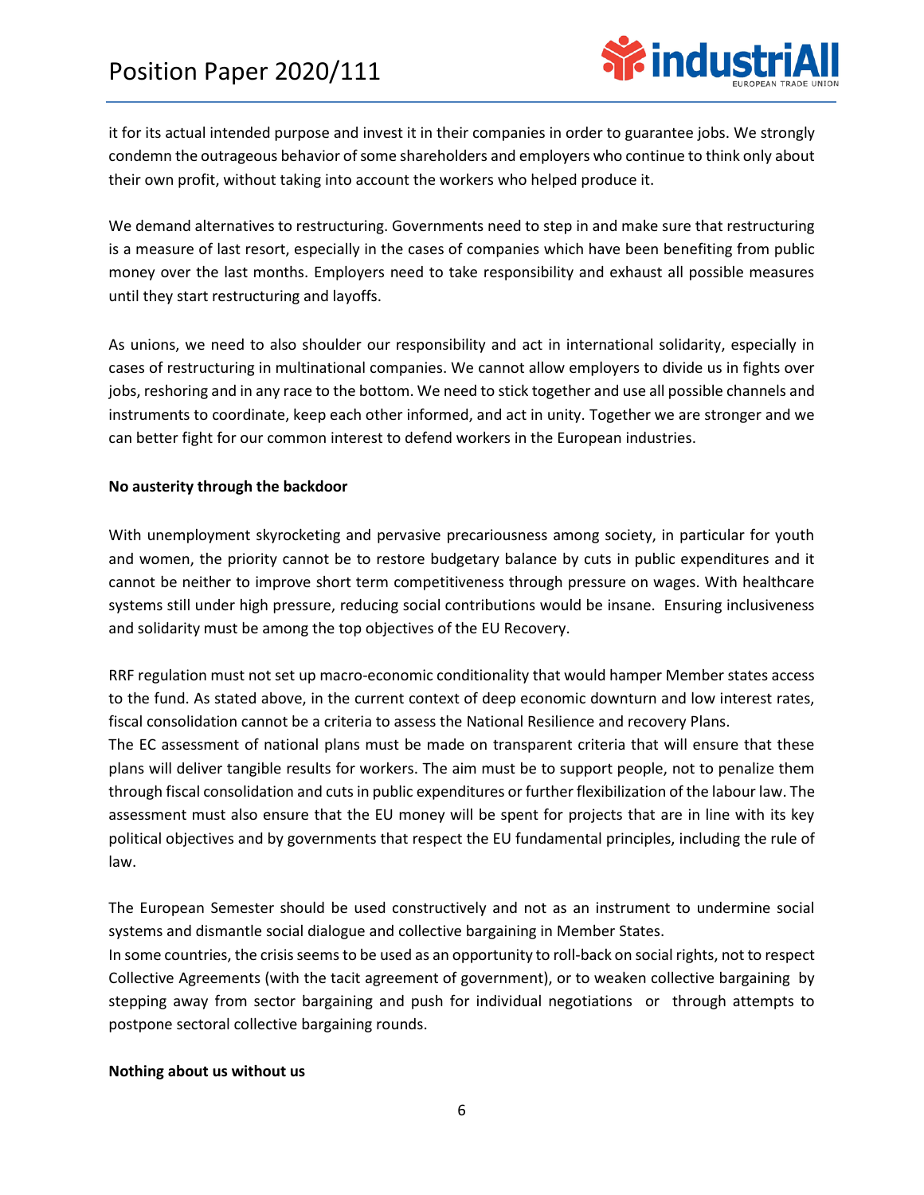it for its actual intended purpose and invest it in their companies in order to guarantee jobs. We strongly condemn the outrageous behavior of some shareholders and employers who continue to think only about their own profit, without taking into account the workers who helped produce it.

We demand alternatives to restructuring. Governments need to step in and make sure that restructuring is a measure of last resort, especially in the cases of companies which have been benefiting from public money over the last months. Employers need to take responsibility and exhaust all possible measures until they start restructuring and layoffs.

As unions, we need to also shoulder our responsibility and act in international solidarity, especially in cases of restructuring in multinational companies. We cannot allow employers to divide us in fights over jobs, reshoring and in any race to the bottom. We need to stick together and use all possible channels and instruments to coordinate, keep each other informed, and act in unity. Together we are stronger and we can better fight for our common interest to defend workers in the European industries.

**No austerity through the backdoor**

With unemployment skyrocketing and pervasive precariousness among society, in particular for youth and women, the priority cannot be to restore budgetary balance by cuts in public expenditures and it cannot be neither to improve short term competitiveness through pressure on wages. With healthcare systems still under high pressure, reducing social contributions would be insane. Ensuring inclusiveness and solidarity must be among the top objectives of the EU Recovery.

RRF regulation must not set up macro-economic conditionality that would hamper Member states access to the fund. As stated above, in the current context of deep economic downturn and low interest rates, fiscal consolidation cannot be a criteria to assess the National Resilience and recovery Plans.
The EC assessment of national plans must be made on transparent criteria that will ensure that these plans will deliver tangible results for workers. The aim must be to support people, not to penalize them through fiscal consolidation and cuts in public expenditures or further flexibilization of the labour law. The assessment must also ensure that the EU money will be spent for projects that are in line with its key political objectives and by governments that respect the EU fundamental principles, including the rule of law.

The European Semester should be used constructively and not as an instrument to undermine social systems and dismantle social dialogue and collective bargaining in Member States.
In some countries, the crisis seems to be used as an opportunity to roll-back on social rights, not to respect Collective Agreements (with the tacit agreement of government), or to weaken collective bargaining by stepping away from sector bargaining and push for individual negotiations or through attempts to postpone sectoral collective bargaining rounds.

**Nothing about us without us**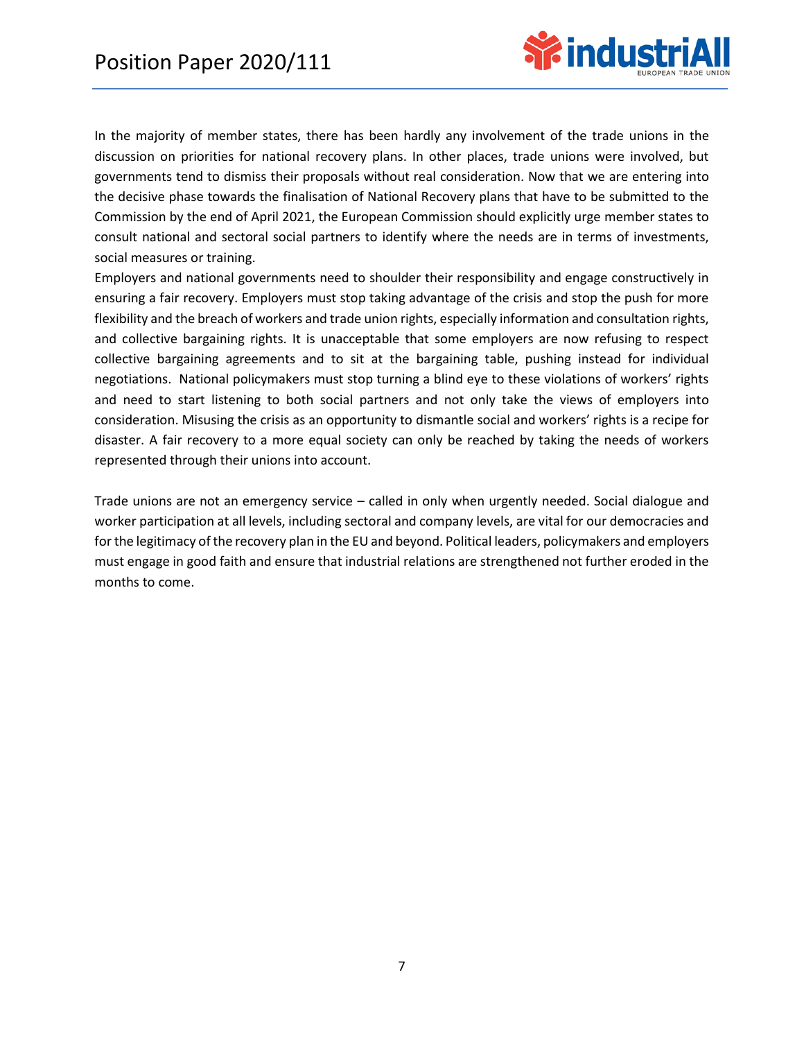In the majority of member states, there has been hardly any involvement of the trade unions in the discussion on priorities for national recovery plans. In other places, trade unions were involved, but governments tend to dismiss their proposals without real consideration. Now that we are entering into the decisive phase towards the finalisation of National Recovery plans that have to be submitted to the Commission by the end of April 2021, the European Commission should explicitly urge member states to consult national and sectoral social partners to identify where the needs are in terms of investments, social measures or training.

Employers and national governments need to shoulder their responsibility and engage constructively in ensuring a fair recovery. Employers must stop taking advantage of the crisis and stop the push for more flexibility and the breach of workers and trade union rights, especially information and consultation rights, and collective bargaining rights. It is unacceptable that some employers are now refusing to respect collective bargaining agreements and to sit at the bargaining table, pushing instead for individual negotiations. National policymakers must stop turning a blind eye to these violations of workers' rights and need to start listening to both social partners and not only take the views of employers into consideration. Misusing the crisis as an opportunity to dismantle social and workers' rights is a recipe for disaster. A fair recovery to a more equal society can only be reached by taking the needs of workers represented through their unions into account.

Trade unions are not an emergency service – called in only when urgently needed. Social dialogue and worker participation at all levels, including sectoral and company levels, are vital for our democracies and for the legitimacy of the recovery plan in the EU and beyond. Political leaders, policymakers and employers must engage in good faith and ensure that industrial relations are strengthened not further eroded in the months to come.